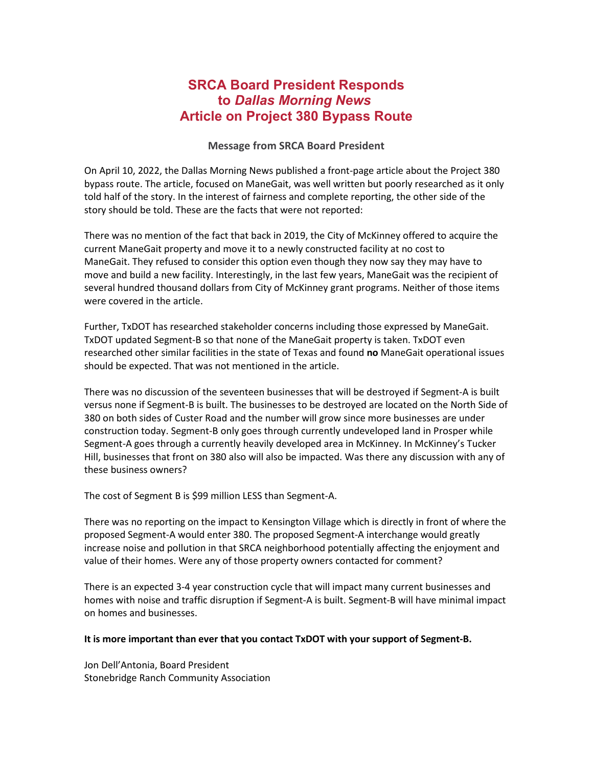# SRCA Board President Responds to *Dallas Morning News* Article on Project 380 Bypass Route

### Message from SRCA Board President

On April 10, 2022, the Dallas Morning News published a front-page article about the Project 380 bypass route. The article, focused on ManeGait, was well written but poorly researched as it only told half of the story. In the interest of fairness and complete reporting, the other side of the story should be told. These are the facts that were not reported:

There was no mention of the fact that back in 2019, the City of McKinney offered to acquire the current ManeGait property and move it to a newly constructed facility at no cost to ManeGait. They refused to consider this option even though they now say they may have to move and build a new facility. Interestingly, in the last few years, ManeGait was the recipient of several hundred thousand dollars from City of McKinney grant programs. Neither of those items were covered in the article.

Further, TxDOT has researched stakeholder concerns including those expressed by ManeGait. TxDOT updated Segment-B so that none of the ManeGait property is taken. TxDOT even researched other similar facilities in the state of Texas and found **no** ManeGait operational issues should be expected. That was not mentioned in the article.

There was no discussion of the seventeen businesses that will be destroyed if Segment-A is built versus none if Segment-B is built. The businesses to be destroyed are located on the North Side of 380 on both sides of Custer Road and the number will grow since more businesses are under construction today. Segment-B only goes through currently undeveloped land in Prosper while Segment-A goes through a currently heavily developed area in McKinney. In McKinney's Tucker Hill, businesses that front on 380 also will also be impacted. Was there any discussion with any of these business owners?

The cost of Segment B is $99 million LESS than Segment-A.

There was no reporting on the impact to Kensington Village which is directly in front of where the proposed Segment-A would enter 380. The proposed Segment-A interchange would greatly increase noise and pollution in that SRCA neighborhood potentially affecting the enjoyment and value of their homes. Were any of those property owners contacted for comment?

There is an expected 3-4 year construction cycle that will impact many current businesses and homes with noise and traffic disruption if Segment-A is built. Segment-B will have minimal impact on homes and businesses.

**It is more important than ever that you contact TxDOT with your support of Segment-B.**

Jon Dell'Antonia, Board President
Stonebridge Ranch Community Association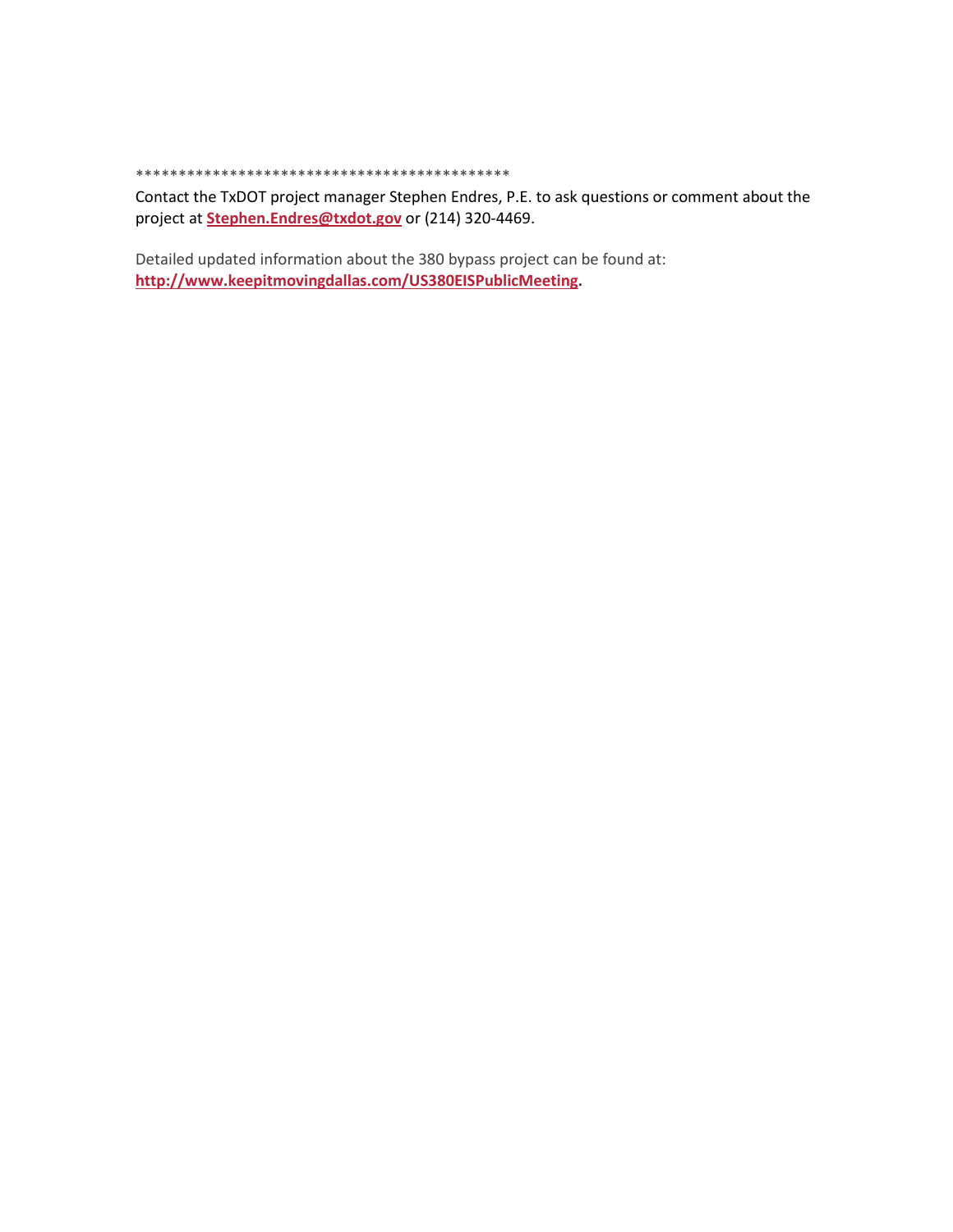*********************************************

Contact the TxDOT project manager Stephen Endres, P.E. to ask questions or comment about the project at **Stephen.Endres@txdot.gov** or (214) 320-4469.

Detailed updated information about the 380 bypass project can be found at: **http://www.keepitmovingdallas.com/US380EISPublicMeeting.**